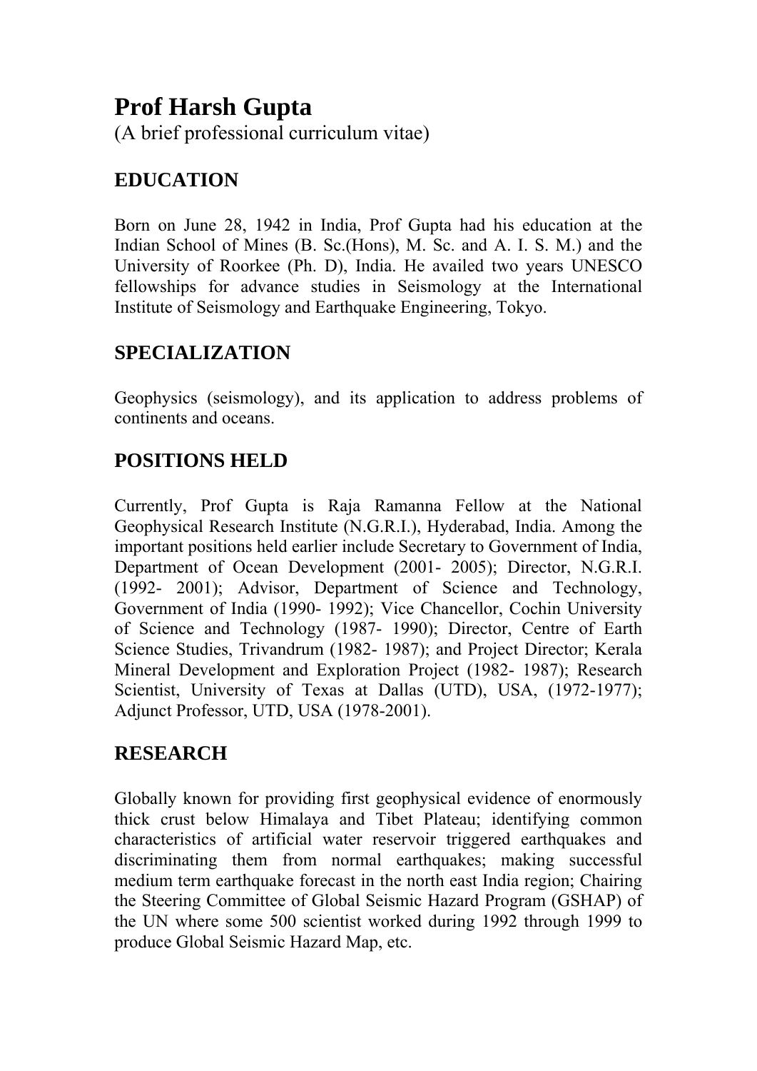# Prof Harsh Gupta

(A brief professional curriculum vitae)

## EDUCATION

Born on June 28, 1942 in India, Prof Gupta had his education at the Indian School of Mines (B. Sc.(Hons), M. Sc. and A. I. S. M.) and the University of Roorkee (Ph. D), India. He availed two years UNESCO fellowships for advance studies in Seismology at the International Institute of Seismology and Earthquake Engineering, Tokyo.

## SPECIALIZATION

Geophysics (seismology), and its application to address problems of continents and oceans.

## POSITIONS HELD

Currently, Prof Gupta is Raja Ramanna Fellow at the National Geophysical Research Institute (N.G.R.I.), Hyderabad, India. Among the important positions held earlier include Secretary to Government of India, Department of Ocean Development (2001- 2005); Director, N.G.R.I. (1992- 2001); Advisor, Department of Science and Technology, Government of India (1990- 1992); Vice Chancellor, Cochin University of Science and Technology (1987- 1990); Director, Centre of Earth Science Studies, Trivandrum (1982- 1987); and Project Director; Kerala Mineral Development and Exploration Project (1982- 1987); Research Scientist, University of Texas at Dallas (UTD), USA, (1972-1977); Adjunct Professor, UTD, USA (1978-2001).

## RESEARCH

Globally known for providing first geophysical evidence of enormously thick crust below Himalaya and Tibet Plateau; identifying common characteristics of artificial water reservoir triggered earthquakes and discriminating them from normal earthquakes; making successful medium term earthquake forecast in the north east India region; Chairing the Steering Committee of Global Seismic Hazard Program (GSHAP) of the UN where some 500 scientist worked during 1992 through 1999 to produce Global Seismic Hazard Map, etc.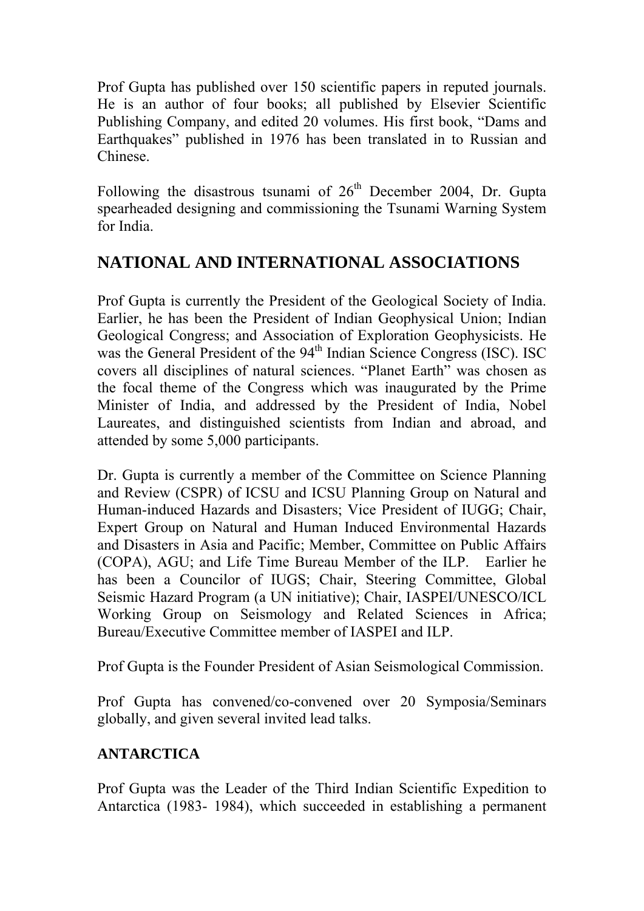Prof Gupta has published over 150 scientific papers in reputed journals. He is an author of four books; all published by Elsevier Scientific Publishing Company, and edited 20 volumes. His first book, "Dams and Earthquakes" published in 1976 has been translated in to Russian and Chinese.

Following the disastrous tsunami of 26th December 2004, Dr. Gupta spearheaded designing and commissioning the Tsunami Warning System for India.

## NATIONAL AND INTERNATIONAL ASSOCIATIONS

Prof Gupta is currently the President of the Geological Society of India. Earlier, he has been the President of Indian Geophysical Union; Indian Geological Congress; and Association of Exploration Geophysicists. He was the General President of the 94th Indian Science Congress (ISC). ISC covers all disciplines of natural sciences. "Planet Earth" was chosen as the focal theme of the Congress which was inaugurated by the Prime Minister of India, and addressed by the President of India, Nobel Laureates, and distinguished scientists from Indian and abroad, and attended by some 5,000 participants.

Dr. Gupta is currently a member of the Committee on Science Planning and Review (CSPR) of ICSU and ICSU Planning Group on Natural and Human-induced Hazards and Disasters; Vice President of IUGG; Chair, Expert Group on Natural and Human Induced Environmental Hazards and Disasters in Asia and Pacific; Member, Committee on Public Affairs (COPA), AGU; and Life Time Bureau Member of the ILP. Earlier he has been a Councilor of IUGS; Chair, Steering Committee, Global Seismic Hazard Program (a UN initiative); Chair, IASPEI/UNESCO/ICL Working Group on Seismology and Related Sciences in Africa; Bureau/Executive Committee member of IASPEI and ILP.

Prof Gupta is the Founder President of Asian Seismological Commission.

Prof Gupta has convened/co-convened over 20 Symposia/Seminars globally, and given several invited lead talks.

### ANTARCTICA

Prof Gupta was the Leader of the Third Indian Scientific Expedition to Antarctica (1983- 1984), which succeeded in establishing a permanent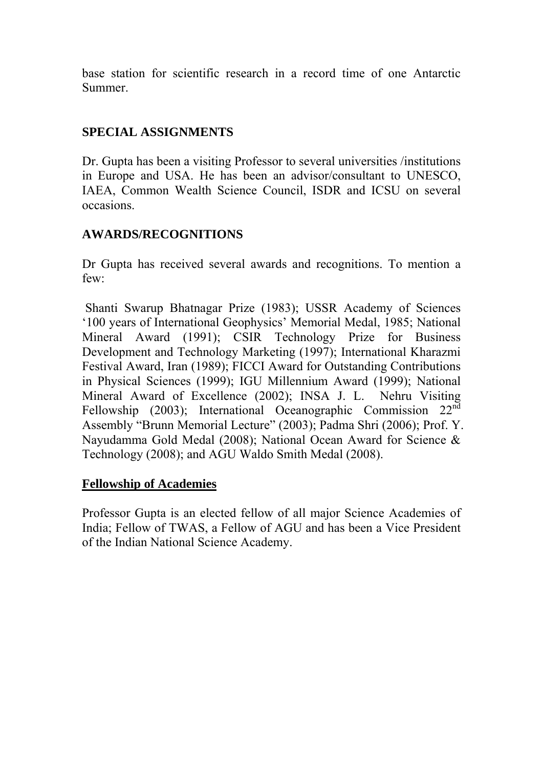base station for scientific research in a record time of one Antarctic Summer.

## SPECIAL ASSIGNMENTS

Dr. Gupta has been a visiting Professor to several universities /institutions in Europe and USA. He has been an advisor/consultant to UNESCO, IAEA, Common Wealth Science Council, ISDR and ICSU on several occasions.

## AWARDS/RECOGNITIONS

Dr Gupta has received several awards and recognitions. To mention a few:

Shanti Swarup Bhatnagar Prize (1983); USSR Academy of Sciences '100 years of International Geophysics' Memorial Medal, 1985; National Mineral Award (1991); CSIR Technology Prize for Business Development and Technology Marketing (1997); International Kharazmi Festival Award, Iran (1989); FICCI Award for Outstanding Contributions in Physical Sciences (1999); IGU Millennium Award (1999); National Mineral Award of Excellence (2002); INSA J. L. Nehru Visiting Fellowship (2003); International Oceanographic Commission 22nd Assembly "Brunn Memorial Lecture" (2003); Padma Shri (2006); Prof. Y. Nayudamma Gold Medal (2008); National Ocean Award for Science & Technology (2008); and AGU Waldo Smith Medal (2008).

## Fellowship of Academies

Professor Gupta is an elected fellow of all major Science Academies of India; Fellow of TWAS, a Fellow of AGU and has been a Vice President of the Indian National Science Academy.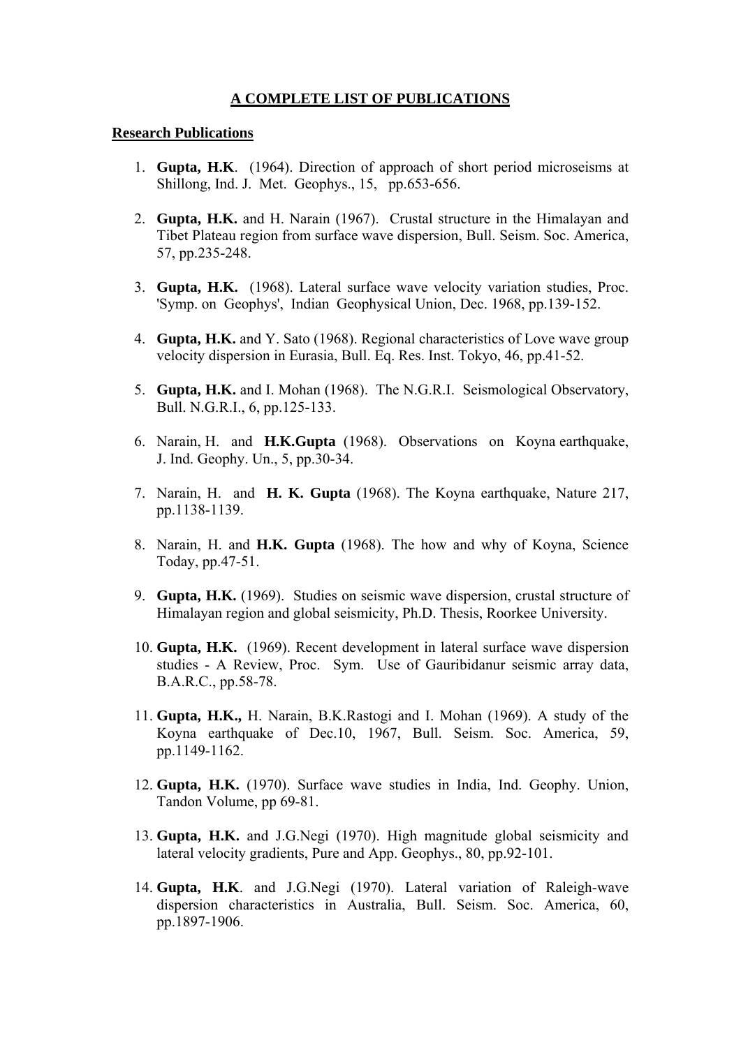# A COMPLETE LIST OF PUBLICATIONS

## Research Publications

1. **Gupta, H.K**. (1964). Direction of approach of short period microseisms at Shillong, Ind. J. Met. Geophys., 15, pp.653-656.

2. **Gupta, H.K.** and H. Narain (1967). Crustal structure in the Himalayan and Tibet Plateau region from surface wave dispersion, Bull. Seism. Soc. America, 57, pp.235-248.

3. **Gupta, H.K.** (1968). Lateral surface wave velocity variation studies, Proc. 'Symp. on Geophys', Indian Geophysical Union, Dec. 1968, pp.139-152.

4. **Gupta, H.K.** and Y. Sato (1968). Regional characteristics of Love wave group velocity dispersion in Eurasia, Bull. Eq. Res. Inst. Tokyo, 46, pp.41-52.

5. **Gupta, H.K.** and I. Mohan (1968). The N.G.R.I. Seismological Observatory, Bull. N.G.R.I., 6, pp.125-133.

6. Narain, H. and **H.K.Gupta** (1968). Observations on Koyna earthquake, J. Ind. Geophy. Un., 5, pp.30-34.

7. Narain, H. and **H. K. Gupta** (1968). The Koyna earthquake, Nature 217, pp.1138-1139.

8. Narain, H. and **H.K. Gupta** (1968). The how and why of Koyna, Science Today, pp.47-51.

9. **Gupta, H.K.** (1969). Studies on seismic wave dispersion, crustal structure of Himalayan region and global seismicity, Ph.D. Thesis, Roorkee University.

10. **Gupta, H.K.** (1969). Recent development in lateral surface wave dispersion studies - A Review, Proc. Sym. Use of Gauribidanur seismic array data, B.A.R.C., pp.58-78.

11. **Gupta, H.K.,** H. Narain, B.K.Rastogi and I. Mohan (1969). A study of the Koyna earthquake of Dec.10, 1967, Bull. Seism. Soc. America, 59, pp.1149-1162.

12. **Gupta, H.K.** (1970). Surface wave studies in India, Ind. Geophy. Union, Tandon Volume, pp 69-81.

13. **Gupta, H.K.** and J.G.Negi (1970). High magnitude global seismicity and lateral velocity gradients, Pure and App. Geophys., 80, pp.92-101.

14. **Gupta, H.K**. and J.G.Negi (1970). Lateral variation of Raleigh-wave dispersion characteristics in Australia, Bull. Seism. Soc. America, 60, pp.1897-1906.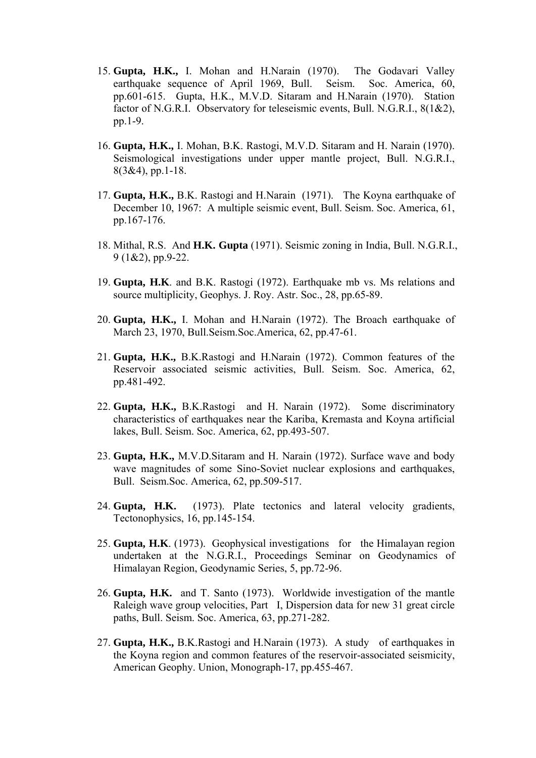15. **Gupta, H.K.,** I. Mohan and H.Narain (1970). The Godavari Valley earthquake sequence of April 1969, Bull. Seism. Soc. America, 60, pp.601-615. Gupta, H.K., M.V.D. Sitaram and H.Narain (1970). Station factor of N.G.R.I. Observatory for teleseismic events, Bull. N.G.R.I., 8(1&2), pp.1-9.

16. **Gupta, H.K.,** I. Mohan, B.K. Rastogi, M.V.D. Sitaram and H. Narain (1970). Seismological investigations under upper mantle project, Bull. N.G.R.I., 8(3&4), pp.1-18.

17. **Gupta, H.K.,** B.K. Rastogi and H.Narain (1971). The Koyna earthquake of December 10, 1967: A multiple seismic event, Bull. Seism. Soc. America, 61, pp.167-176.

18. Mithal, R.S. And **H.K. Gupta** (1971). Seismic zoning in India, Bull. N.G.R.I., 9 (1&2), pp.9-22.

19. **Gupta, H.K**. and B.K. Rastogi (1972). Earthquake mb vs. Ms relations and source multiplicity, Geophys. J. Roy. Astr. Soc., 28, pp.65-89.

20. **Gupta, H.K.,** I. Mohan and H.Narain (1972). The Broach earthquake of March 23, 1970, Bull.Seism.Soc.America, 62, pp.47-61.

21. **Gupta, H.K.,** B.K.Rastogi and H.Narain (1972). Common features of the Reservoir associated seismic activities, Bull. Seism. Soc. America, 62, pp.481-492.

22. **Gupta, H.K.,** B.K.Rastogi and H. Narain (1972). Some discriminatory characteristics of earthquakes near the Kariba, Kremasta and Koyna artificial lakes, Bull. Seism. Soc. America, 62, pp.493-507.

23. **Gupta, H.K.,** M.V.D.Sitaram and H. Narain (1972). Surface wave and body wave magnitudes of some Sino-Soviet nuclear explosions and earthquakes, Bull. Seism.Soc. America, 62, pp.509-517.

24. **Gupta, H.K.** (1973). Plate tectonics and lateral velocity gradients, Tectonophysics, 16, pp.145-154.

25. **Gupta, H.K**. (1973). Geophysical investigations for the Himalayan region undertaken at the N.G.R.I., Proceedings Seminar on Geodynamics of Himalayan Region, Geodynamic Series, 5, pp.72-96.

26. **Gupta, H.K.** and T. Santo (1973). Worldwide investigation of the mantle Raleigh wave group velocities, Part I, Dispersion data for new 31 great circle paths, Bull. Seism. Soc. America, 63, pp.271-282.

27. **Gupta, H.K.,** B.K.Rastogi and H.Narain (1973). A study of earthquakes in the Koyna region and common features of the reservoir-associated seismicity, American Geophy. Union, Monograph-17, pp.455-467.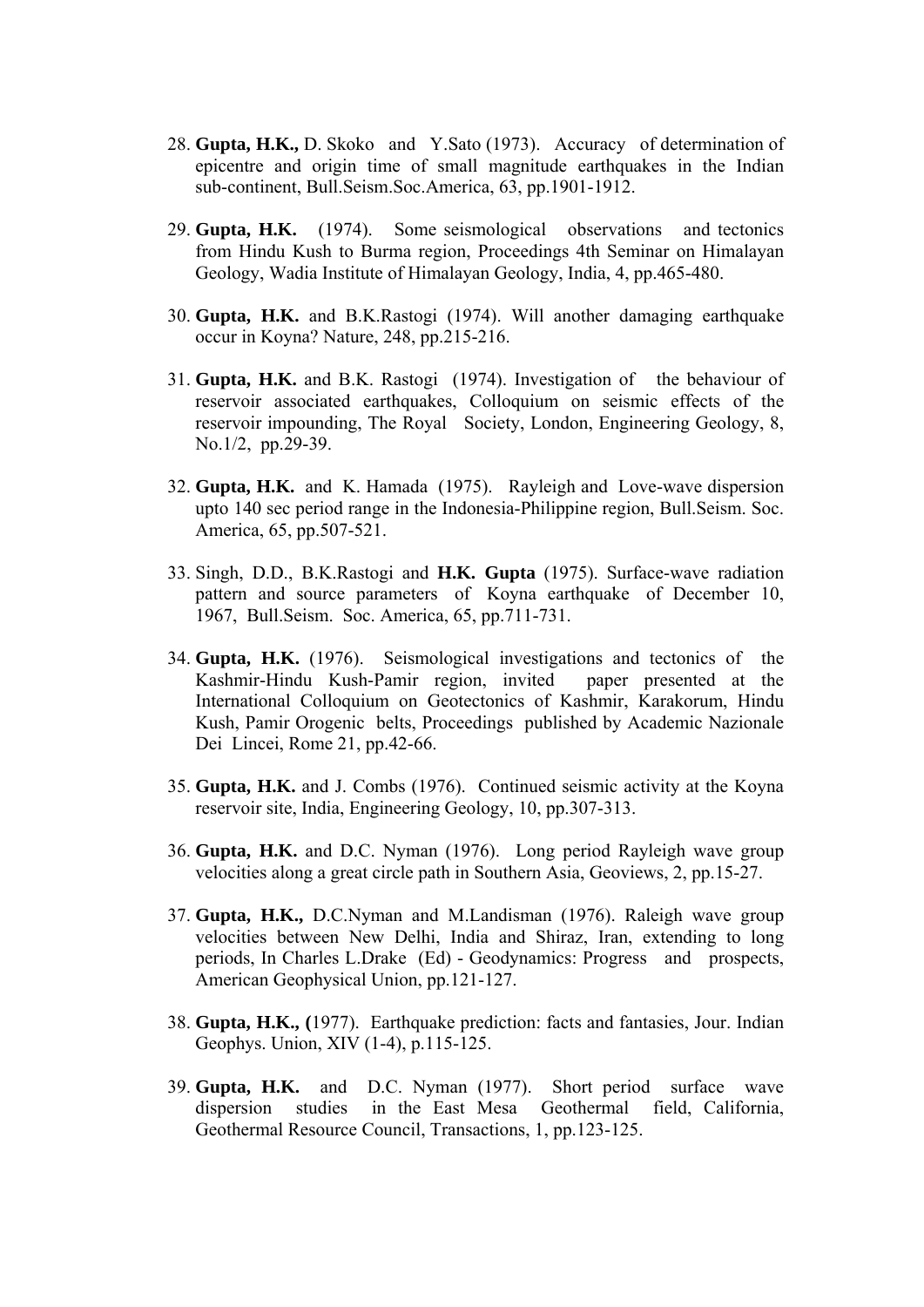28. **Gupta, H.K.,** D. Skoko and Y.Sato (1973). Accuracy of determination of epicentre and origin time of small magnitude earthquakes in the Indian sub-continent, Bull.Seism.Soc.America, 63, pp.1901-1912.

29. **Gupta, H.K.** (1974). Some seismological observations and tectonics from Hindu Kush to Burma region, Proceedings 4th Seminar on Himalayan Geology, Wadia Institute of Himalayan Geology, India, 4, pp.465-480.

30. **Gupta, H.K.** and B.K.Rastogi (1974). Will another damaging earthquake occur in Koyna? Nature, 248, pp.215-216.

31. **Gupta, H.K.** and B.K. Rastogi (1974). Investigation of the behaviour of reservoir associated earthquakes, Colloquium on seismic effects of the reservoir impounding, The Royal Society, London, Engineering Geology, 8, No.1/2, pp.29-39.

32. **Gupta, H.K.** and K. Hamada (1975). Rayleigh and Love-wave dispersion upto 140 sec period range in the Indonesia-Philippine region, Bull.Seism. Soc. America, 65, pp.507-521.

33. Singh, D.D., B.K.Rastogi and **H.K. Gupta** (1975). Surface-wave radiation pattern and source parameters of Koyna earthquake of December 10, 1967, Bull.Seism. Soc. America, 65, pp.711-731.

34. **Gupta, H.K.** (1976). Seismological investigations and tectonics of the Kashmir-Hindu Kush-Pamir region, invited paper presented at the International Colloquium on Geotectonics of Kashmir, Karakorum, Hindu Kush, Pamir Orogenic belts, Proceedings published by Academic Nazionale Dei Lincei, Rome 21, pp.42-66.

35. **Gupta, H.K.** and J. Combs (1976). Continued seismic activity at the Koyna reservoir site, India, Engineering Geology, 10, pp.307-313.

36. **Gupta, H.K.** and D.C. Nyman (1976). Long period Rayleigh wave group velocities along a great circle path in Southern Asia, Geoviews, 2, pp.15-27.

37. **Gupta, H.K.,** D.C.Nyman and M.Landisman (1976). Raleigh wave group velocities between New Delhi, India and Shiraz, Iran, extending to long periods, In Charles L.Drake (Ed) - Geodynamics: Progress and prospects, American Geophysical Union, pp.121-127.

38. **Gupta, H.K., (**1977). Earthquake prediction: facts and fantasies, Jour. Indian Geophys. Union, XIV (1-4), p.115-125.

39. **Gupta, H.K.** and D.C. Nyman (1977). Short period surface wave dispersion studies in the East Mesa Geothermal field, California, Geothermal Resource Council, Transactions, 1, pp.123-125.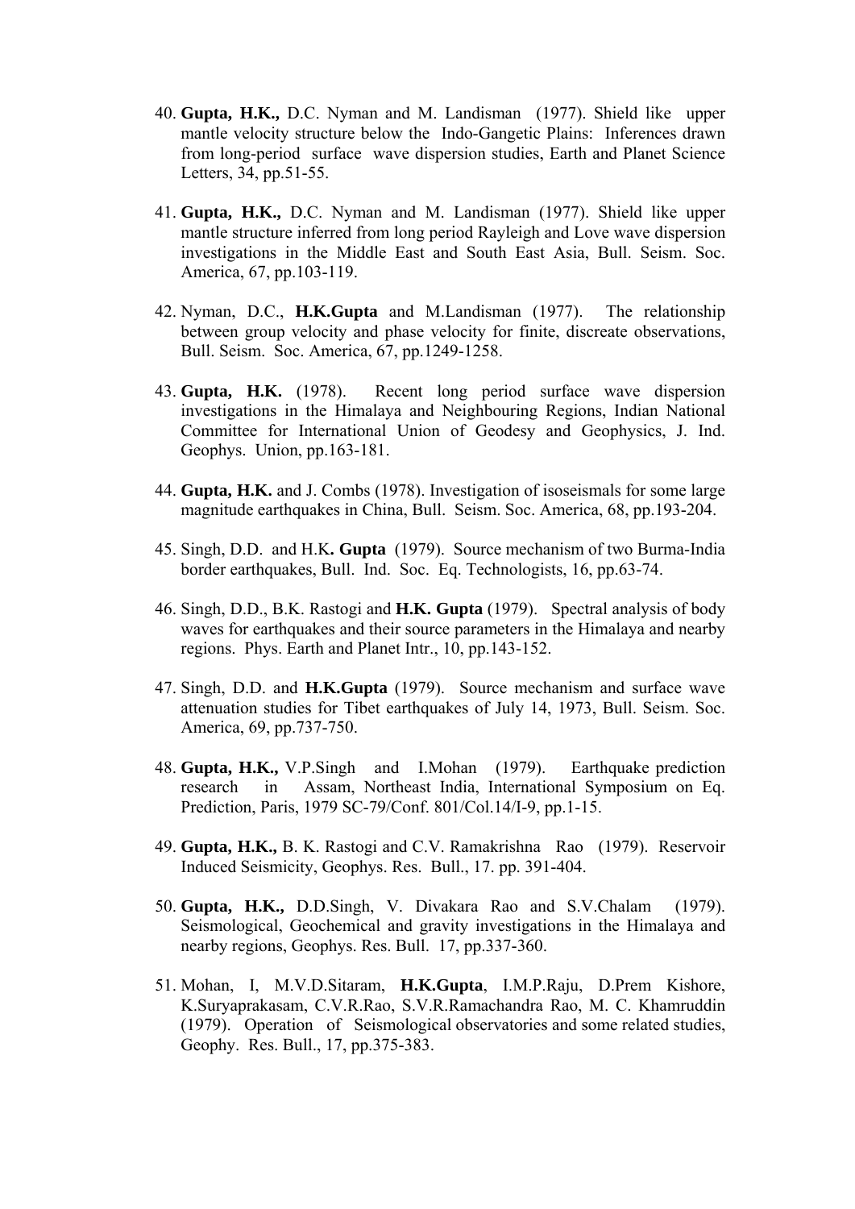40. **Gupta, H.K.,** D.C. Nyman and M. Landisman (1977). Shield like upper mantle velocity structure below the Indo-Gangetic Plains: Inferences drawn from long-period surface wave dispersion studies, Earth and Planet Science Letters, 34, pp.51-55.

41. **Gupta, H.K.,** D.C. Nyman and M. Landisman (1977). Shield like upper mantle structure inferred from long period Rayleigh and Love wave dispersion investigations in the Middle East and South East Asia, Bull. Seism. Soc. America, 67, pp.103-119.

42. Nyman, D.C., **H.K.Gupta** and M.Landisman (1977). The relationship between group velocity and phase velocity for finite, discreate observations, Bull. Seism. Soc. America, 67, pp.1249-1258.

43. **Gupta, H.K.** (1978). Recent long period surface wave dispersion investigations in the Himalaya and Neighbouring Regions, Indian National Committee for International Union of Geodesy and Geophysics, J. Ind. Geophys. Union, pp.163-181.

44. **Gupta, H.K.** and J. Combs (1978). Investigation of isoseismals for some large magnitude earthquakes in China, Bull. Seism. Soc. America, 68, pp.193-204.

45. Singh, D.D. and H.K**. Gupta** (1979). Source mechanism of two Burma-India border earthquakes, Bull. Ind. Soc. Eq. Technologists, 16, pp.63-74.

46. Singh, D.D., B.K. Rastogi and **H.K. Gupta** (1979). Spectral analysis of body waves for earthquakes and their source parameters in the Himalaya and nearby regions. Phys. Earth and Planet Intr., 10, pp.143-152.

47. Singh, D.D. and **H.K.Gupta** (1979). Source mechanism and surface wave attenuation studies for Tibet earthquakes of July 14, 1973, Bull. Seism. Soc. America, 69, pp.737-750.

48. **Gupta, H.K.,** V.P.Singh and I.Mohan (1979). Earthquake prediction research in Assam, Northeast India, International Symposium on Eq. Prediction, Paris, 1979 SC-79/Conf. 801/Col.14/I-9, pp.1-15.

49. **Gupta, H.K.,** B. K. Rastogi and C.V. Ramakrishna Rao (1979). Reservoir Induced Seismicity, Geophys. Res. Bull., 17. pp. 391-404.

50. **Gupta, H.K.,** D.D.Singh, V. Divakara Rao and S.V.Chalam (1979). Seismological, Geochemical and gravity investigations in the Himalaya and nearby regions, Geophys. Res. Bull. 17, pp.337-360.

51. Mohan, I, M.V.D.Sitaram, **H.K.Gupta**, I.M.P.Raju, D.Prem Kishore, K.Suryaprakasam, C.V.R.Rao, S.V.R.Ramachandra Rao, M. C. Khamruddin (1979). Operation of Seismological observatories and some related studies, Geophy. Res. Bull., 17, pp.375-383.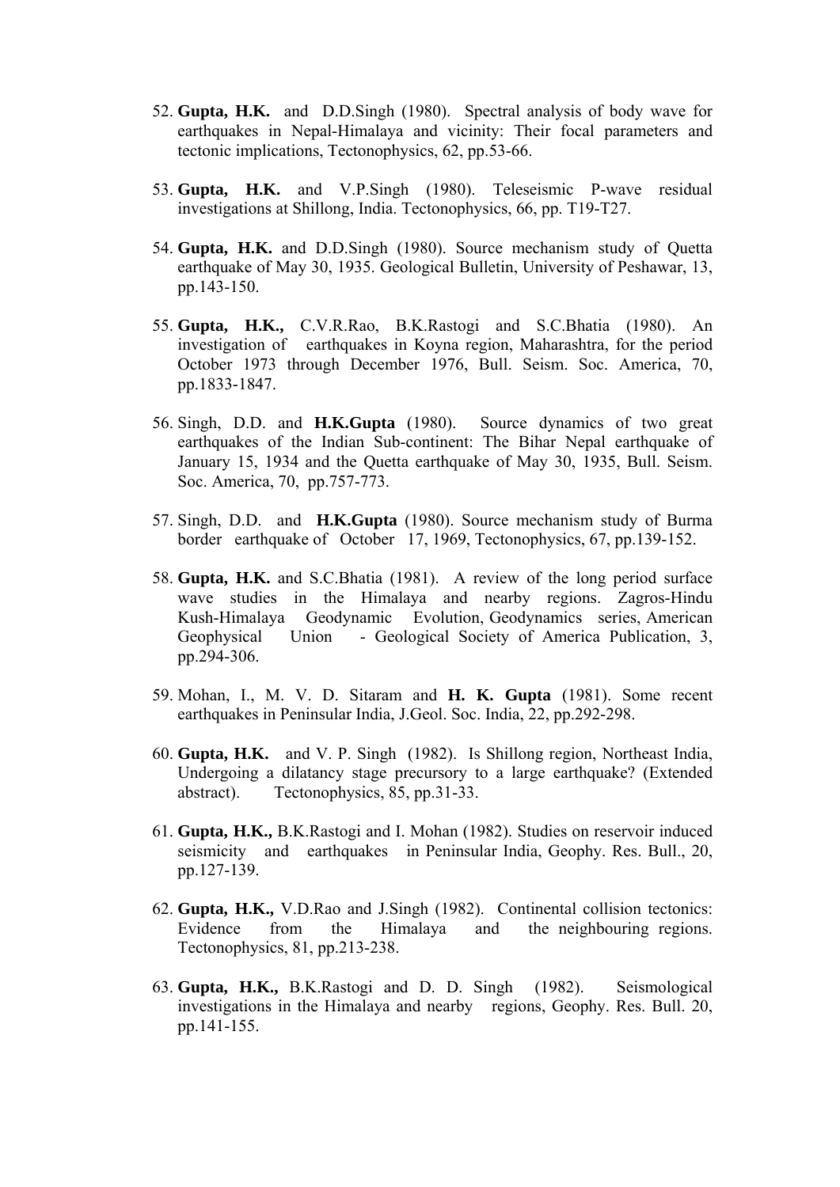52. **Gupta, H.K.** and D.D.Singh (1980). Spectral analysis of body wave for earthquakes in Nepal-Himalaya and vicinity: Their focal parameters and tectonic implications, Tectonophysics, 62, pp.53-66.

53. **Gupta, H.K.** and V.P.Singh (1980). Teleseismic P-wave residual investigations at Shillong, India. Tectonophysics, 66, pp. T19-T27.

54. **Gupta, H.K.** and D.D.Singh (1980). Source mechanism study of Quetta earthquake of May 30, 1935. Geological Bulletin, University of Peshawar, 13, pp.143-150.

55. **Gupta, H.K.,** C.V.R.Rao, B.K.Rastogi and S.C.Bhatia (1980). An investigation of earthquakes in Koyna region, Maharashtra, for the period October 1973 through December 1976, Bull. Seism. Soc. America, 70, pp.1833-1847.

56. Singh, D.D. and **H.K.Gupta** (1980). Source dynamics of two great earthquakes of the Indian Sub-continent: The Bihar Nepal earthquake of January 15, 1934 and the Quetta earthquake of May 30, 1935, Bull. Seism. Soc. America, 70, pp.757-773.

57. Singh, D.D. and **H.K.Gupta** (1980). Source mechanism study of Burma border earthquake of October 17, 1969, Tectonophysics, 67, pp.139-152.

58. **Gupta, H.K.** and S.C.Bhatia (1981). A review of the long period surface wave studies in the Himalaya and nearby regions. Zagros-Hindu Kush-Himalaya Geodynamic Evolution, Geodynamics series, American Geophysical Union - Geological Society of America Publication, 3, pp.294-306.

59. Mohan, I., M. V. D. Sitaram and **H. K. Gupta** (1981). Some recent earthquakes in Peninsular India, J.Geol. Soc. India, 22, pp.292-298.

60. **Gupta, H.K.** and V. P. Singh (1982). Is Shillong region, Northeast India, Undergoing a dilatancy stage precursory to a large earthquake? (Extended abstract). Tectonophysics, 85, pp.31-33.

61. **Gupta, H.K.,** B.K.Rastogi and I. Mohan (1982). Studies on reservoir induced seismicity and earthquakes in Peninsular India, Geophy. Res. Bull., 20, pp.127-139.

62. **Gupta, H.K.,** V.D.Rao and J.Singh (1982). Continental collision tectonics: Evidence from the Himalaya and the neighbouring regions. Tectonophysics, 81, pp.213-238.

63. **Gupta, H.K.,** B.K.Rastogi and D. D. Singh (1982). Seismological investigations in the Himalaya and nearby regions, Geophy. Res. Bull. 20, pp.141-155.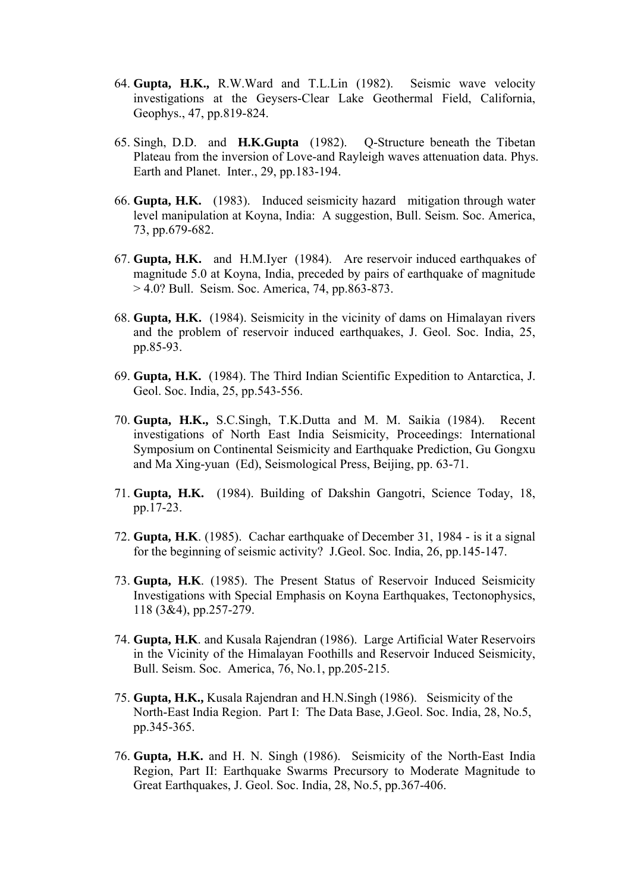64. **Gupta, H.K.,** R.W.Ward and T.L.Lin (1982). Seismic wave velocity investigations at the Geysers-Clear Lake Geothermal Field, California, Geophys., 47, pp.819-824.

65. Singh, D.D. and **H.K.Gupta** (1982). Q-Structure beneath the Tibetan Plateau from the inversion of Love-and Rayleigh waves attenuation data. Phys. Earth and Planet. Inter., 29, pp.183-194.

66. **Gupta, H.K.** (1983). Induced seismicity hazard mitigation through water level manipulation at Koyna, India: A suggestion, Bull. Seism. Soc. America, 73, pp.679-682.

67. **Gupta, H.K.** and H.M.Iyer (1984). Are reservoir induced earthquakes of magnitude 5.0 at Koyna, India, preceded by pairs of earthquake of magnitude > 4.0? Bull. Seism. Soc. America, 74, pp.863-873.

68. **Gupta, H.K.** (1984). Seismicity in the vicinity of dams on Himalayan rivers and the problem of reservoir induced earthquakes, J. Geol. Soc. India, 25, pp.85-93.

69. **Gupta, H.K.** (1984). The Third Indian Scientific Expedition to Antarctica, J. Geol. Soc. India, 25, pp.543-556.

70. **Gupta, H.K.,** S.C.Singh, T.K.Dutta and M. M. Saikia (1984). Recent investigations of North East India Seismicity, Proceedings: International Symposium on Continental Seismicity and Earthquake Prediction, Gu Gongxu and Ma Xing-yuan (Ed), Seismological Press, Beijing, pp. 63-71.

71. **Gupta, H.K.** (1984). Building of Dakshin Gangotri, Science Today, 18, pp.17-23.

72. **Gupta, H.K**. (1985). Cachar earthquake of December 31, 1984 - is it a signal for the beginning of seismic activity? J.Geol. Soc. India, 26, pp.145-147.

73. **Gupta, H.K**. (1985). The Present Status of Reservoir Induced Seismicity Investigations with Special Emphasis on Koyna Earthquakes, Tectonophysics, 118 (3&4), pp.257-279.

74. **Gupta, H.K**. and Kusala Rajendran (1986). Large Artificial Water Reservoirs in the Vicinity of the Himalayan Foothills and Reservoir Induced Seismicity, Bull. Seism. Soc. America, 76, No.1, pp.205-215.

75. **Gupta, H.K.,** Kusala Rajendran and H.N.Singh (1986). Seismicity of the North-East India Region. Part I: The Data Base, J.Geol. Soc. India, 28, No.5, pp.345-365.

76. **Gupta, H.K.** and H. N. Singh (1986). Seismicity of the North-East India Region, Part II: Earthquake Swarms Precursory to Moderate Magnitude to Great Earthquakes, J. Geol. Soc. India, 28, No.5, pp.367-406.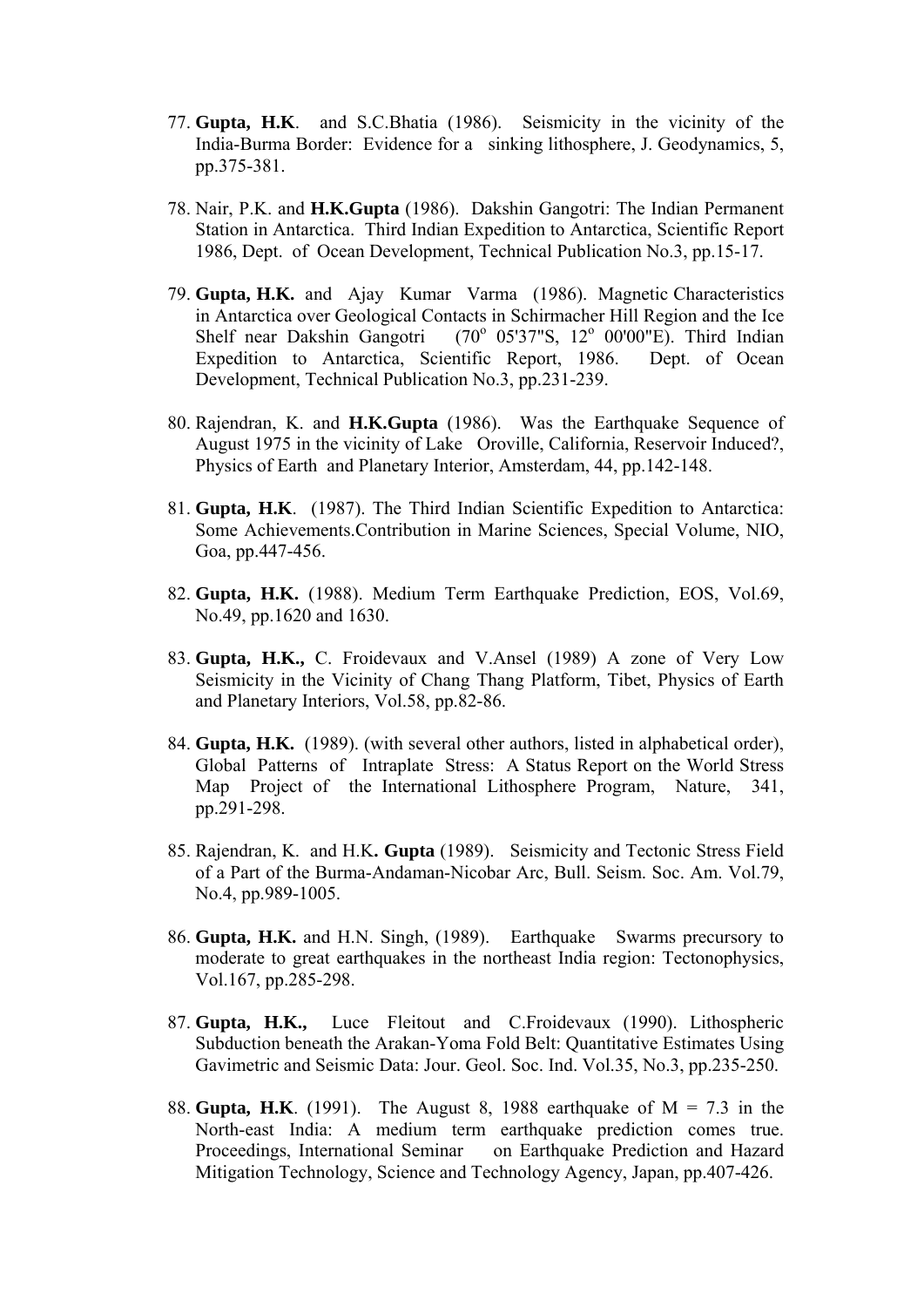77. **Gupta, H.K**. and S.C.Bhatia (1986). Seismicity in the vicinity of the India-Burma Border: Evidence for a sinking lithosphere, J. Geodynamics, 5, pp.375-381.

78. Nair, P.K. and **H.K.Gupta** (1986). Dakshin Gangotri: The Indian Permanent Station in Antarctica. Third Indian Expedition to Antarctica, Scientific Report 1986, Dept. of Ocean Development, Technical Publication No.3, pp.15-17.

79. **Gupta, H.K.** and Ajay Kumar Varma (1986). Magnetic Characteristics in Antarctica over Geological Contacts in Schirmacher Hill Region and the Ice Shelf near Dakshin Gangotri (70$^{o}$ 05'37"S, 12$^{o}$ 00'00"E). Third Indian Expedition to Antarctica, Scientific Report, 1986. Dept. of Ocean Development, Technical Publication No.3, pp.231-239.

80. Rajendran, K. and **H.K.Gupta** (1986). Was the Earthquake Sequence of August 1975 in the vicinity of Lake Oroville, California, Reservoir Induced?, Physics of Earth and Planetary Interior, Amsterdam, 44, pp.142-148.

81. **Gupta, H.K**. (1987). The Third Indian Scientific Expedition to Antarctica: Some Achievements.Contribution in Marine Sciences, Special Volume, NIO, Goa, pp.447-456.

82. **Gupta, H.K.** (1988). Medium Term Earthquake Prediction, EOS, Vol.69, No.49, pp.1620 and 1630.

83. **Gupta, H.K.,** C. Froidevaux and V.Ansel (1989) A zone of Very Low Seismicity in the Vicinity of Chang Thang Platform, Tibet, Physics of Earth and Planetary Interiors, Vol.58, pp.82-86.

84. **Gupta, H.K.** (1989). (with several other authors, listed in alphabetical order), Global Patterns of Intraplate Stress: A Status Report on the World Stress Map Project of the International Lithosphere Program, Nature, 341, pp.291-298.

85. Rajendran, K. and H.K**. Gupta** (1989). Seismicity and Tectonic Stress Field of a Part of the Burma-Andaman-Nicobar Arc, Bull. Seism. Soc. Am. Vol.79, No.4, pp.989-1005.

86. **Gupta, H.K.** and H.N. Singh, (1989). Earthquake Swarms precursory to moderate to great earthquakes in the northeast India region: Tectonophysics, Vol.167, pp.285-298.

87. **Gupta, H.K.,** Luce Fleitout and C.Froidevaux (1990). Lithospheric Subduction beneath the Arakan-Yoma Fold Belt: Quantitative Estimates Using Gavimetric and Seismic Data: Jour. Geol. Soc. Ind. Vol.35, No.3, pp.235-250.

88. **Gupta, H.K**. (1991). The August 8, 1988 earthquake of M = 7.3 in the North-east India: A medium term earthquake prediction comes true. Proceedings, International Seminar on Earthquake Prediction and Hazard Mitigation Technology, Science and Technology Agency, Japan, pp.407-426.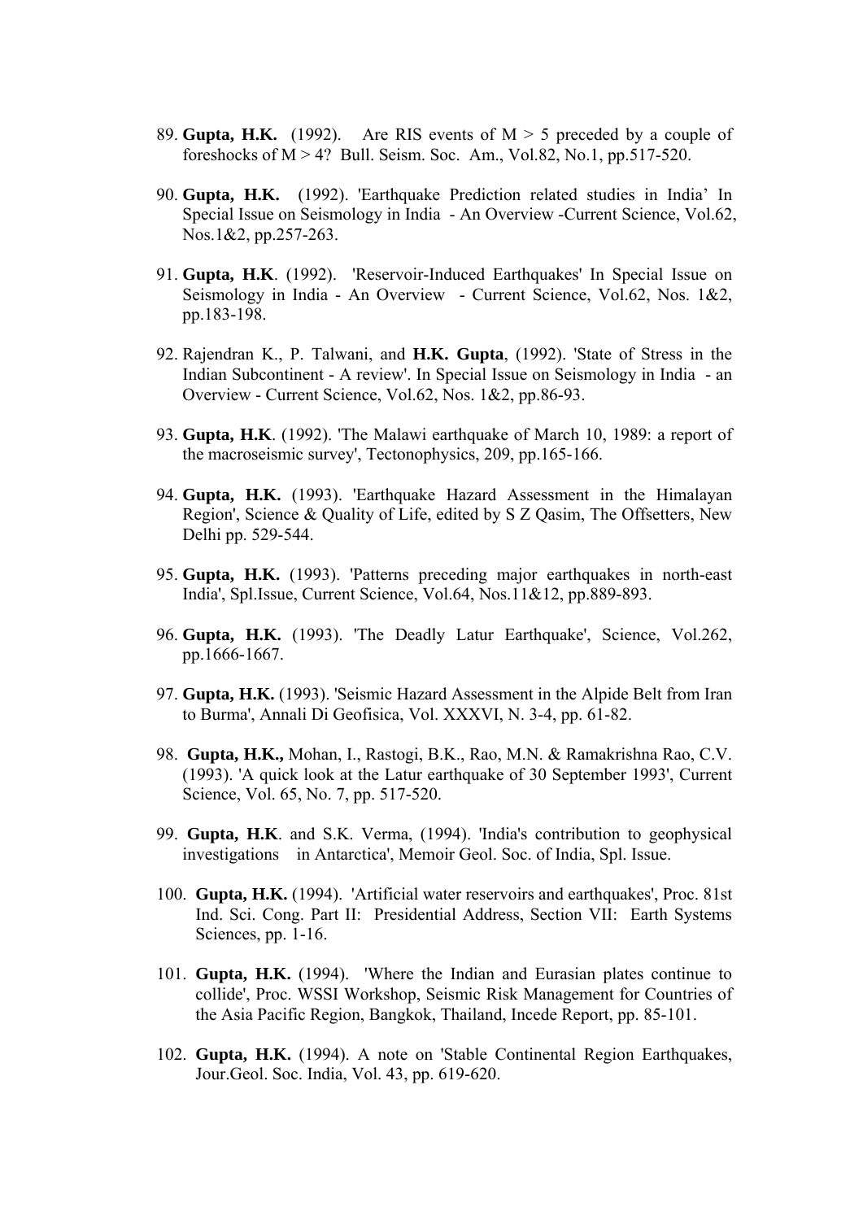89. **Gupta, H.K.** (1992). Are RIS events of M > 5 preceded by a couple of foreshocks of M > 4? Bull. Seism. Soc. Am., Vol.82, No.1, pp.517-520.

90. **Gupta, H.K.** (1992). 'Earthquake Prediction related studies in India' In Special Issue on Seismology in India - An Overview -Current Science, Vol.62, Nos.1&2, pp.257-263.

91. **Gupta, H.K**. (1992). 'Reservoir-Induced Earthquakes' In Special Issue on Seismology in India - An Overview - Current Science, Vol.62, Nos. 1&2, pp.183-198.

92. Rajendran K., P. Talwani, and **H.K. Gupta**, (1992). 'State of Stress in the Indian Subcontinent - A review'. In Special Issue on Seismology in India - an Overview - Current Science, Vol.62, Nos. 1&2, pp.86-93.

93. **Gupta, H.K**. (1992). 'The Malawi earthquake of March 10, 1989: a report of the macroseismic survey', Tectonophysics, 209, pp.165-166.

94. **Gupta, H.K.** (1993). 'Earthquake Hazard Assessment in the Himalayan Region', Science & Quality of Life, edited by S Z Qasim, The Offsetters, New Delhi pp. 529-544.

95. **Gupta, H.K.** (1993). 'Patterns preceding major earthquakes in north-east India', Spl.Issue, Current Science, Vol.64, Nos.11&12, pp.889-893.

96. **Gupta, H.K.** (1993). 'The Deadly Latur Earthquake', Science, Vol.262, pp.1666-1667.

97. **Gupta, H.K.** (1993). 'Seismic Hazard Assessment in the Alpide Belt from Iran to Burma', Annali Di Geofisica, Vol. XXXVI, N. 3-4, pp. 61-82.

98. **Gupta, H.K.,** Mohan, I., Rastogi, B.K., Rao, M.N. & Ramakrishna Rao, C.V. (1993). 'A quick look at the Latur earthquake of 30 September 1993', Current Science, Vol. 65, No. 7, pp. 517-520.

99. **Gupta, H.K**. and S.K. Verma, (1994). 'India's contribution to geophysical investigations in Antarctica', Memoir Geol. Soc. of India, Spl. Issue.

100. **Gupta, H.K.** (1994). 'Artificial water reservoirs and earthquakes', Proc. 81st Ind. Sci. Cong. Part II: Presidential Address, Section VII: Earth Systems Sciences, pp. 1-16.

101. **Gupta, H.K.** (1994). 'Where the Indian and Eurasian plates continue to collide', Proc. WSSI Workshop, Seismic Risk Management for Countries of the Asia Pacific Region, Bangkok, Thailand, Incede Report, pp. 85-101.

102. **Gupta, H.K.** (1994). A note on 'Stable Continental Region Earthquakes, Jour.Geol. Soc. India, Vol. 43, pp. 619-620.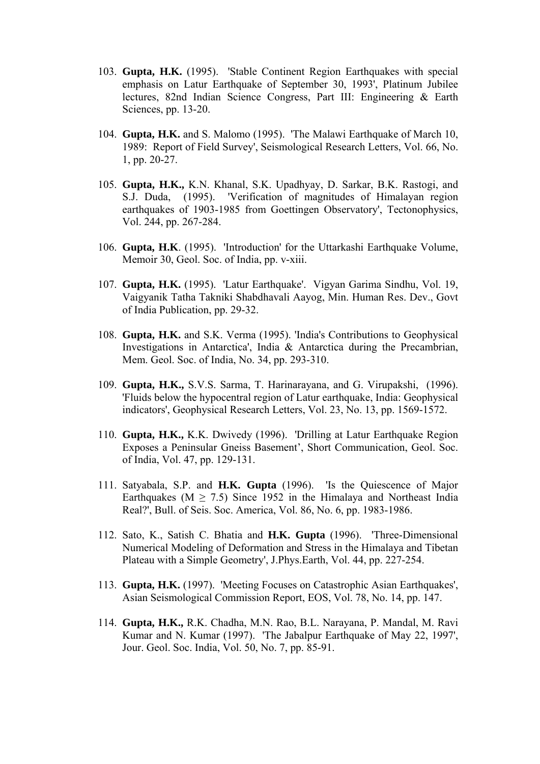103. **Gupta, H.K.** (1995). 'Stable Continent Region Earthquakes with special emphasis on Latur Earthquake of September 30, 1993', Platinum Jubilee lectures, 82nd Indian Science Congress, Part III: Engineering & Earth Sciences, pp. 13-20.

104. **Gupta, H.K.** and S. Malomo (1995). 'The Malawi Earthquake of March 10, 1989: Report of Field Survey', Seismological Research Letters, Vol. 66, No. 1, pp. 20-27.

105. **Gupta, H.K.,** K.N. Khanal, S.K. Upadhyay, D. Sarkar, B.K. Rastogi, and S.J. Duda, (1995). 'Verification of magnitudes of Himalayan region earthquakes of 1903-1985 from Goettingen Observatory', Tectonophysics, Vol. 244, pp. 267-284.

106. **Gupta, H.K**. (1995). 'Introduction' for the Uttarkashi Earthquake Volume, Memoir 30, Geol. Soc. of India, pp. v-xiii.

107. **Gupta, H.K.** (1995). 'Latur Earthquake'. Vigyan Garima Sindhu, Vol. 19, Vaigyanik Tatha Takniki Shabdhavali Aayog, Min. Human Res. Dev., Govt of India Publication, pp. 29-32.

108. **Gupta, H.K.** and S.K. Verma (1995). 'India's Contributions to Geophysical Investigations in Antarctica', India & Antarctica during the Precambrian, Mem. Geol. Soc. of India, No. 34, pp. 293-310.

109. **Gupta, H.K.,** S.V.S. Sarma, T. Harinarayana, and G. Virupakshi, (1996). 'Fluids below the hypocentral region of Latur earthquake, India: Geophysical indicators', Geophysical Research Letters, Vol. 23, No. 13, pp. 1569-1572.

110. **Gupta, H.K.,** K.K. Dwivedy (1996). 'Drilling at Latur Earthquake Region Exposes a Peninsular Gneiss Basement', Short Communication, Geol. Soc. of India, Vol. 47, pp. 129-131.

111. Satyabala, S.P. and **H.K. Gupta** (1996). 'Is the Quiescence of Major Earthquakes ($M \geq 7.5$) Since 1952 in the Himalaya and Northeast India Real?', Bull. of Seis. Soc. America, Vol. 86, No. 6, pp. 1983-1986.

112. Sato, K., Satish C. Bhatia and **H.K. Gupta** (1996). 'Three-Dimensional Numerical Modeling of Deformation and Stress in the Himalaya and Tibetan Plateau with a Simple Geometry', J.Phys.Earth, Vol. 44, pp. 227-254.

113. **Gupta, H.K.** (1997). 'Meeting Focuses on Catastrophic Asian Earthquakes', Asian Seismological Commission Report, EOS, Vol. 78, No. 14, pp. 147.

114. **Gupta, H.K.,** R.K. Chadha, M.N. Rao, B.L. Narayana, P. Mandal, M. Ravi Kumar and N. Kumar (1997). 'The Jabalpur Earthquake of May 22, 1997', Jour. Geol. Soc. India, Vol. 50, No. 7, pp. 85-91.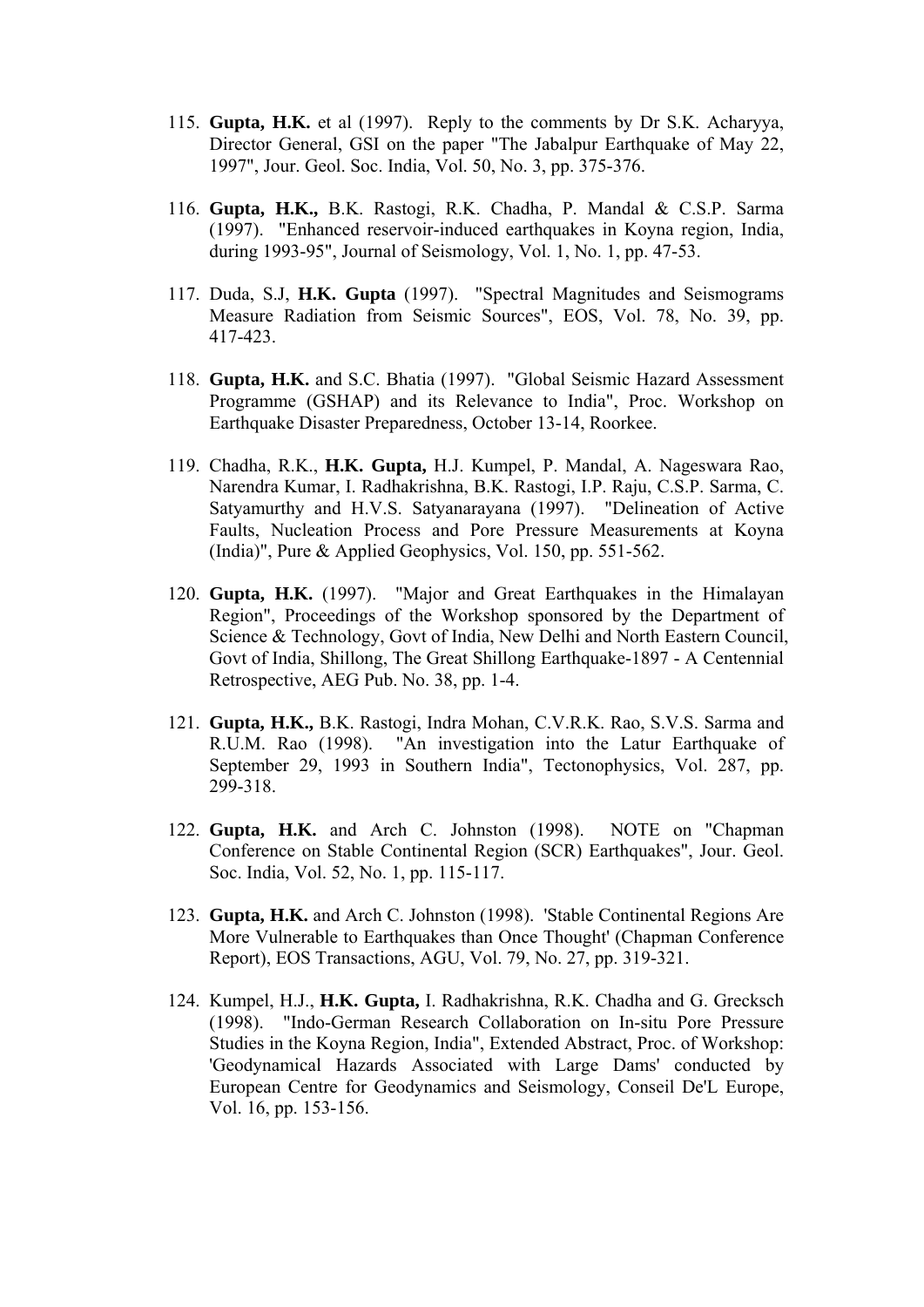115. **Gupta, H.K.** et al (1997). Reply to the comments by Dr S.K. Acharyya, Director General, GSI on the paper "The Jabalpur Earthquake of May 22, 1997", Jour. Geol. Soc. India, Vol. 50, No. 3, pp. 375-376.

116. **Gupta, H.K.,** B.K. Rastogi, R.K. Chadha, P. Mandal & C.S.P. Sarma (1997). "Enhanced reservoir-induced earthquakes in Koyna region, India, during 1993-95", Journal of Seismology, Vol. 1, No. 1, pp. 47-53.

117. Duda, S.J, **H.K. Gupta** (1997). "Spectral Magnitudes and Seismograms Measure Radiation from Seismic Sources", EOS, Vol. 78, No. 39, pp. 417-423.

118. **Gupta, H.K.** and S.C. Bhatia (1997). "Global Seismic Hazard Assessment Programme (GSHAP) and its Relevance to India", Proc. Workshop on Earthquake Disaster Preparedness, October 13-14, Roorkee.

119. Chadha, R.K., **H.K. Gupta,** H.J. Kumpel, P. Mandal, A. Nageswara Rao, Narendra Kumar, I. Radhakrishna, B.K. Rastogi, I.P. Raju, C.S.P. Sarma, C. Satyamurthy and H.V.S. Satyanarayana (1997). "Delineation of Active Faults, Nucleation Process and Pore Pressure Measurements at Koyna (India)", Pure & Applied Geophysics, Vol. 150, pp. 551-562.

120. **Gupta, H.K.** (1997). "Major and Great Earthquakes in the Himalayan Region", Proceedings of the Workshop sponsored by the Department of Science & Technology, Govt of India, New Delhi and North Eastern Council, Govt of India, Shillong, The Great Shillong Earthquake-1897 - A Centennial Retrospective, AEG Pub. No. 38, pp. 1-4.

121. **Gupta, H.K.,** B.K. Rastogi, Indra Mohan, C.V.R.K. Rao, S.V.S. Sarma and R.U.M. Rao (1998). "An investigation into the Latur Earthquake of September 29, 1993 in Southern India", Tectonophysics, Vol. 287, pp. 299-318.

122. **Gupta, H.K.** and Arch C. Johnston (1998). NOTE on "Chapman Conference on Stable Continental Region (SCR) Earthquakes", Jour. Geol. Soc. India, Vol. 52, No. 1, pp. 115-117.

123. **Gupta, H.K.** and Arch C. Johnston (1998). 'Stable Continental Regions Are More Vulnerable to Earthquakes than Once Thought' (Chapman Conference Report), EOS Transactions, AGU, Vol. 79, No. 27, pp. 319-321.

124. Kumpel, H.J., **H.K. Gupta,** I. Radhakrishna, R.K. Chadha and G. Grecksch (1998). "Indo-German Research Collaboration on In-situ Pore Pressure Studies in the Koyna Region, India", Extended Abstract, Proc. of Workshop: 'Geodynamical Hazards Associated with Large Dams' conducted by European Centre for Geodynamics and Seismology, Conseil De'L Europe, Vol. 16, pp. 153-156.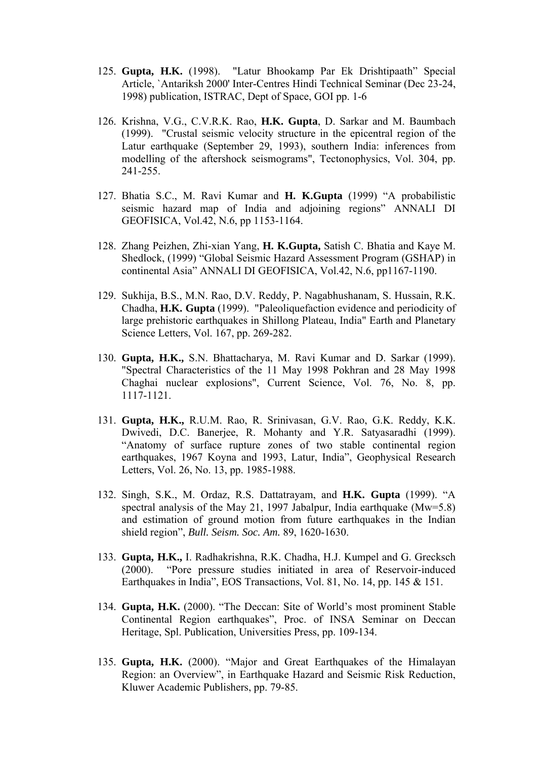125. **Gupta, H.K.** (1998). "Latur Bhookamp Par Ek Drishtipaath" Special Article, `Antariksh 2000' Inter-Centres Hindi Technical Seminar (Dec 23-24, 1998) publication, ISTRAC, Dept of Space, GOI pp. 1-6

126. Krishna, V.G., C.V.R.K. Rao, **H.K. Gupta**, D. Sarkar and M. Baumbach (1999). "Crustal seismic velocity structure in the epicentral region of the Latur earthquake (September 29, 1993), southern India: inferences from modelling of the aftershock seismograms", Tectonophysics, Vol. 304, pp. 241-255.

127. Bhatia S.C., M. Ravi Kumar and **H. K.Gupta** (1999) "A probabilistic seismic hazard map of India and adjoining regions" ANNALI DI GEOFISICA, Vol.42, N.6, pp 1153-1164.

128. Zhang Peizhen, Zhi-xian Yang, **H. K.Gupta,** Satish C. Bhatia and Kaye M. Shedlock, (1999) "Global Seismic Hazard Assessment Program (GSHAP) in continental Asia" ANNALI DI GEOFISICA, Vol.42, N.6, pp1167-1190.

129. Sukhija, B.S., M.N. Rao, D.V. Reddy, P. Nagabhushanam, S. Hussain, R.K. Chadha, **H.K. Gupta** (1999). "Paleoliquefaction evidence and periodicity of large prehistoric earthquakes in Shillong Plateau, India" Earth and Planetary Science Letters, Vol. 167, pp. 269-282.

130. **Gupta, H.K.,** S.N. Bhattacharya, M. Ravi Kumar and D. Sarkar (1999). "Spectral Characteristics of the 11 May 1998 Pokhran and 28 May 1998 Chaghai nuclear explosions", Current Science, Vol. 76, No. 8, pp. 1117-1121.

131. **Gupta, H.K.,** R.U.M. Rao, R. Srinivasan, G.V. Rao, G.K. Reddy, K.K. Dwivedi, D.C. Banerjee, R. Mohanty and Y.R. Satyasaradhi (1999). "Anatomy of surface rupture zones of two stable continental region earthquakes, 1967 Koyna and 1993, Latur, India", Geophysical Research Letters, Vol. 26, No. 13, pp. 1985-1988.

132. Singh, S.K., M. Ordaz, R.S. Dattatrayam, and **H.K. Gupta** (1999). "A spectral analysis of the May 21, 1997 Jabalpur, India earthquake (Mw=5.8) and estimation of ground motion from future earthquakes in the Indian shield region", *Bull. Seism. Soc. Am.* 89, 1620-1630.

133. **Gupta, H.K.,** I. Radhakrishna, R.K. Chadha, H.J. Kumpel and G. Grecksch (2000). "Pore pressure studies initiated in area of Reservoir-induced Earthquakes in India", EOS Transactions, Vol. 81, No. 14, pp. 145 & 151.

134. **Gupta, H.K.** (2000). "The Deccan: Site of World's most prominent Stable Continental Region earthquakes", Proc. of INSA Seminar on Deccan Heritage, Spl. Publication, Universities Press, pp. 109-134.

135. **Gupta, H.K.** (2000). "Major and Great Earthquakes of the Himalayan Region: an Overview", in Earthquake Hazard and Seismic Risk Reduction, Kluwer Academic Publishers, pp. 79-85.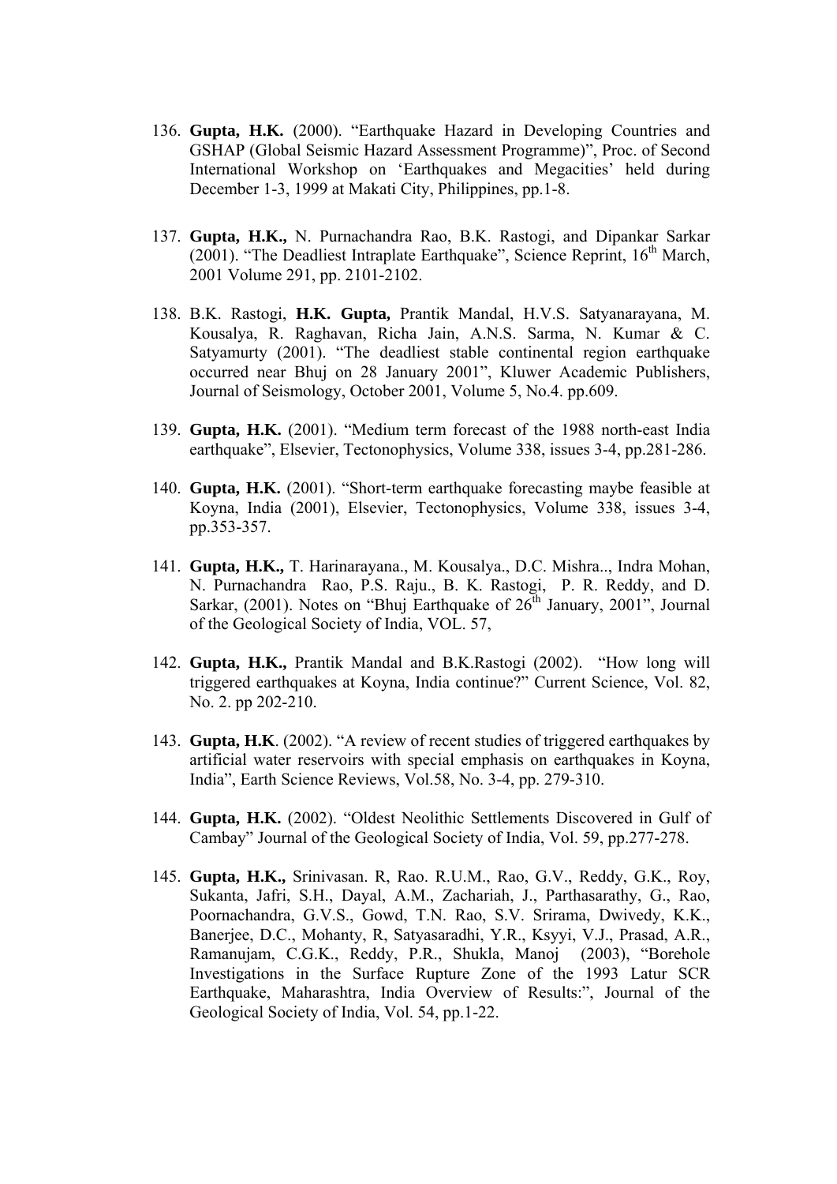136. **Gupta, H.K.** (2000). "Earthquake Hazard in Developing Countries and GSHAP (Global Seismic Hazard Assessment Programme)", Proc. of Second International Workshop on 'Earthquakes and Megacities' held during December 1-3, 1999 at Makati City, Philippines, pp.1-8.

137. **Gupta, H.K.,** N. Purnachandra Rao, B.K. Rastogi, and Dipankar Sarkar (2001). "The Deadliest Intraplate Earthquake", Science Reprint, 16th March, 2001 Volume 291, pp. 2101-2102.

138. B.K. Rastogi, **H.K. Gupta,** Prantik Mandal, H.V.S. Satyanarayana, M. Kousalya, R. Raghavan, Richa Jain, A.N.S. Sarma, N. Kumar & C. Satyamurty (2001). "The deadliest stable continental region earthquake occurred near Bhuj on 28 January 2001", Kluwer Academic Publishers, Journal of Seismology, October 2001, Volume 5, No.4. pp.609.

139. **Gupta, H.K.** (2001). "Medium term forecast of the 1988 north-east India earthquake", Elsevier, Tectonophysics, Volume 338, issues 3-4, pp.281-286.

140. **Gupta, H.K.** (2001). "Short-term earthquake forecasting maybe feasible at Koyna, India (2001), Elsevier, Tectonophysics, Volume 338, issues 3-4, pp.353-357.

141. **Gupta, H.K.,** T. Harinarayana., M. Kousalya., D.C. Mishra.., Indra Mohan, N. Purnachandra Rao, P.S. Raju., B. K. Rastogi, P. R. Reddy, and D. Sarkar, (2001). Notes on "Bhuj Earthquake of 26th January, 2001", Journal of the Geological Society of India, VOL. 57,

142. **Gupta, H.K.,** Prantik Mandal and B.K.Rastogi (2002). "How long will triggered earthquakes at Koyna, India continue?" Current Science, Vol. 82, No. 2. pp 202-210.

143. **Gupta, H.K**. (2002). "A review of recent studies of triggered earthquakes by artificial water reservoirs with special emphasis on earthquakes in Koyna, India", Earth Science Reviews, Vol.58, No. 3-4, pp. 279-310.

144. **Gupta, H.K.** (2002). "Oldest Neolithic Settlements Discovered in Gulf of Cambay" Journal of the Geological Society of India, Vol. 59, pp.277-278.

145. **Gupta, H.K.,** Srinivasan. R, Rao. R.U.M., Rao, G.V., Reddy, G.K., Roy, Sukanta, Jafri, S.H., Dayal, A.M., Zachariah, J., Parthasarathy, G., Rao, Poornachandra, G.V.S., Gowd, T.N. Rao, S.V. Srirama, Dwivedy, K.K., Banerjee, D.C., Mohanty, R, Satyasaradhi, Y.R., Ksyyi, V.J., Prasad, A.R., Ramanujam, C.G.K., Reddy, P.R., Shukla, Manoj (2003), "Borehole Investigations in the Surface Rupture Zone of the 1993 Latur SCR Earthquake, Maharashtra, India Overview of Results:", Journal of the Geological Society of India, Vol. 54, pp.1-22.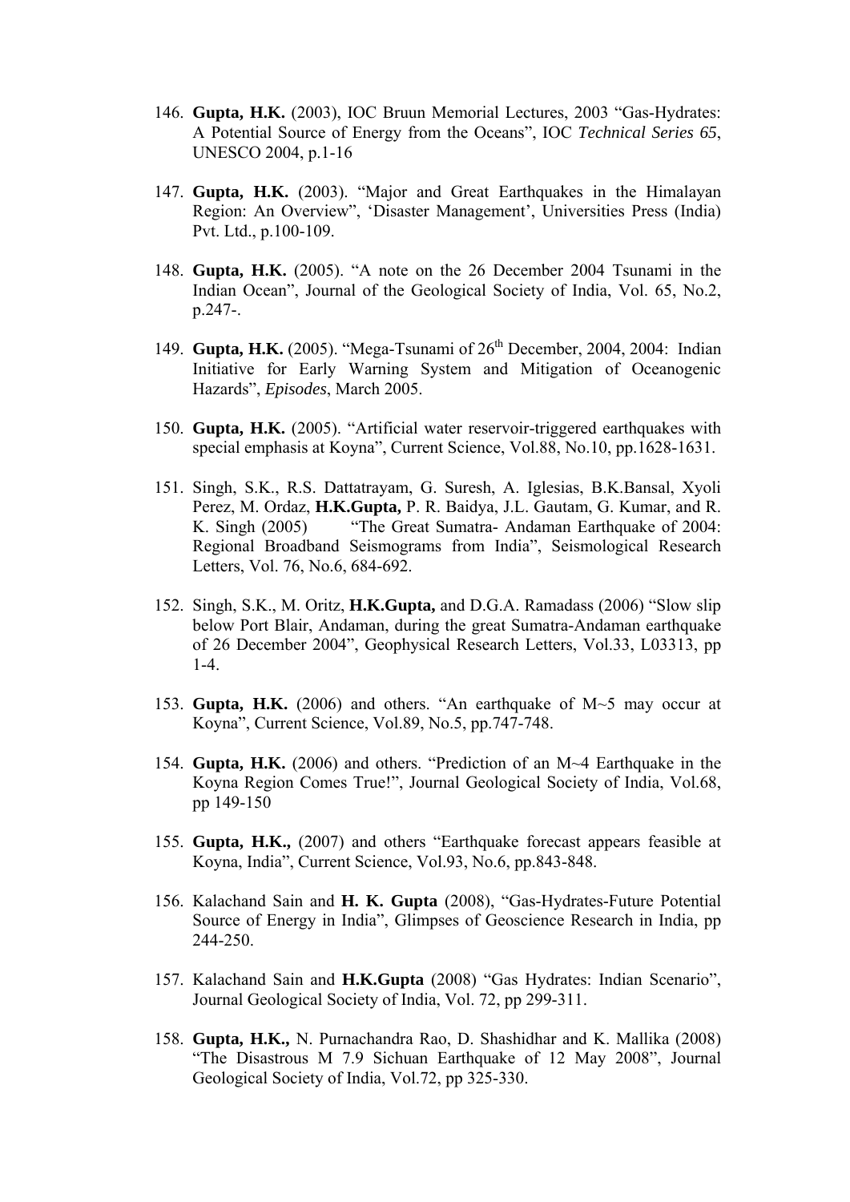146. **Gupta, H.K.** (2003), IOC Bruun Memorial Lectures, 2003 "Gas-Hydrates: A Potential Source of Energy from the Oceans", IOC *Technical Series 65*, UNESCO 2004, p.1-16

147. **Gupta, H.K.** (2003). "Major and Great Earthquakes in the Himalayan Region: An Overview", 'Disaster Management', Universities Press (India) Pvt. Ltd., p.100-109.

148. **Gupta, H.K.** (2005). "A note on the 26 December 2004 Tsunami in the Indian Ocean", Journal of the Geological Society of India, Vol. 65, No.2, p.247-.

149. **Gupta, H.K.** (2005). "Mega-Tsunami of 26th December, 2004, 2004: Indian Initiative for Early Warning System and Mitigation of Oceanogenic Hazards", *Episodes*, March 2005.

150. **Gupta, H.K.** (2005). "Artificial water reservoir-triggered earthquakes with special emphasis at Koyna", Current Science, Vol.88, No.10, pp.1628-1631.

151. Singh, S.K., R.S. Dattatrayam, G. Suresh, A. Iglesias, B.K.Bansal, Xyoli Perez, M. Ordaz, **H.K.Gupta,** P. R. Baidya, J.L. Gautam, G. Kumar, and R. K. Singh (2005) "The Great Sumatra- Andaman Earthquake of 2004: Regional Broadband Seismograms from India", Seismological Research Letters, Vol. 76, No.6, 684-692.

152. Singh, S.K., M. Oritz, **H.K.Gupta,** and D.G.A. Ramadass (2006) "Slow slip below Port Blair, Andaman, during the great Sumatra-Andaman earthquake of 26 December 2004", Geophysical Research Letters, Vol.33, L03313, pp 1-4.

153. **Gupta, H.K.** (2006) and others. "An earthquake of M~5 may occur at Koyna", Current Science, Vol.89, No.5, pp.747-748.

154. **Gupta, H.K.** (2006) and others. "Prediction of an M~4 Earthquake in the Koyna Region Comes True!", Journal Geological Society of India, Vol.68, pp 149-150

155. **Gupta, H.K.,** (2007) and others "Earthquake forecast appears feasible at Koyna, India", Current Science, Vol.93, No.6, pp.843-848.

156. Kalachand Sain and **H. K. Gupta** (2008), "Gas-Hydrates-Future Potential Source of Energy in India", Glimpses of Geoscience Research in India, pp 244-250.

157. Kalachand Sain and **H.K.Gupta** (2008) "Gas Hydrates: Indian Scenario", Journal Geological Society of India, Vol. 72, pp 299-311.

158. **Gupta, H.K.,** N. Purnachandra Rao, D. Shashidhar and K. Mallika (2008) "The Disastrous M 7.9 Sichuan Earthquake of 12 May 2008", Journal Geological Society of India, Vol.72, pp 325-330.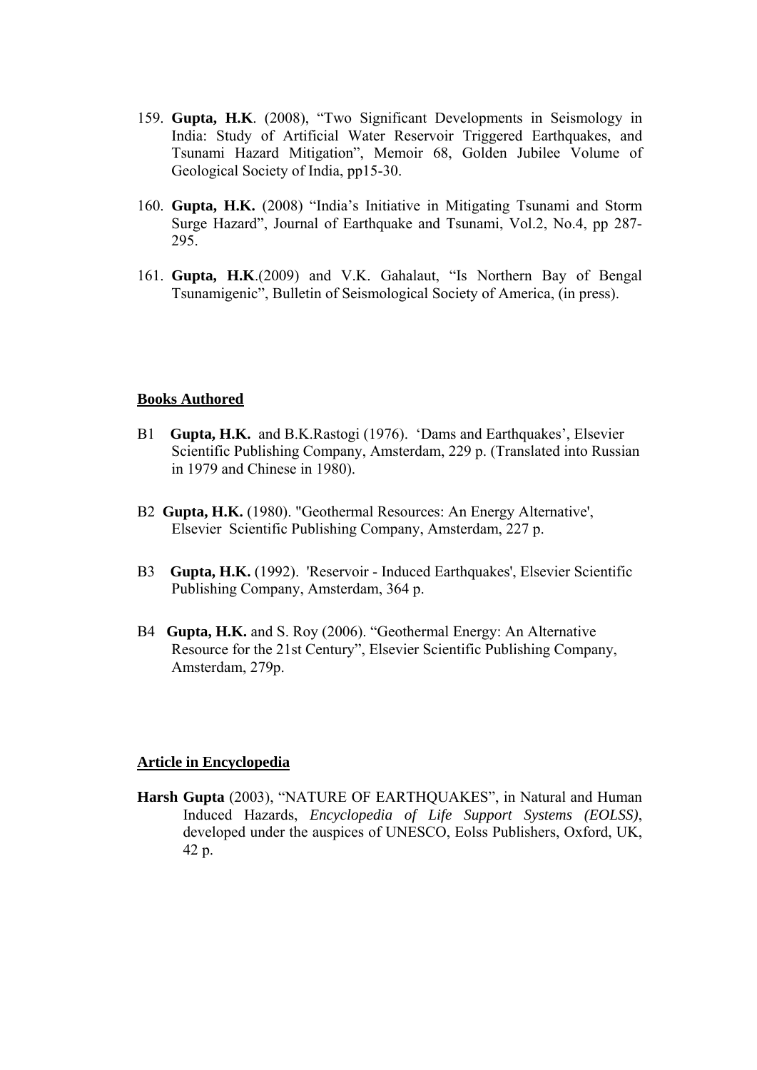159. **Gupta, H.K**. (2008), "Two Significant Developments in Seismology in India: Study of Artificial Water Reservoir Triggered Earthquakes, and Tsunami Hazard Mitigation", Memoir 68, Golden Jubilee Volume of Geological Society of India, pp15-30.

160. **Gupta, H.K.** (2008) "India's Initiative in Mitigating Tsunami and Storm Surge Hazard", Journal of Earthquake and Tsunami, Vol.2, No.4, pp 287-295.

161. **Gupta, H.K**.(2009) and V.K. Gahalaut, "Is Northern Bay of Bengal Tsunamigenic", Bulletin of Seismological Society of America, (in press).

## Books Authored

B1 **Gupta, H.K.** and B.K.Rastogi (1976). 'Dams and Earthquakes', Elsevier Scientific Publishing Company, Amsterdam, 229 p. (Translated into Russian in 1979 and Chinese in 1980).

B2 **Gupta, H.K.** (1980). "Geothermal Resources: An Energy Alternative', Elsevier Scientific Publishing Company, Amsterdam, 227 p.

B3 **Gupta, H.K.** (1992). 'Reservoir - Induced Earthquakes', Elsevier Scientific Publishing Company, Amsterdam, 364 p.

B4 **Gupta, H.K.** and S. Roy (2006). "Geothermal Energy: An Alternative Resource for the 21st Century", Elsevier Scientific Publishing Company, Amsterdam, 279p.

## Article in Encyclopedia

**Harsh Gupta** (2003), "NATURE OF EARTHQUAKES", in Natural and Human Induced Hazards, *Encyclopedia of Life Support Systems (EOLSS)*, developed under the auspices of UNESCO, Eolss Publishers, Oxford, UK, 42 p.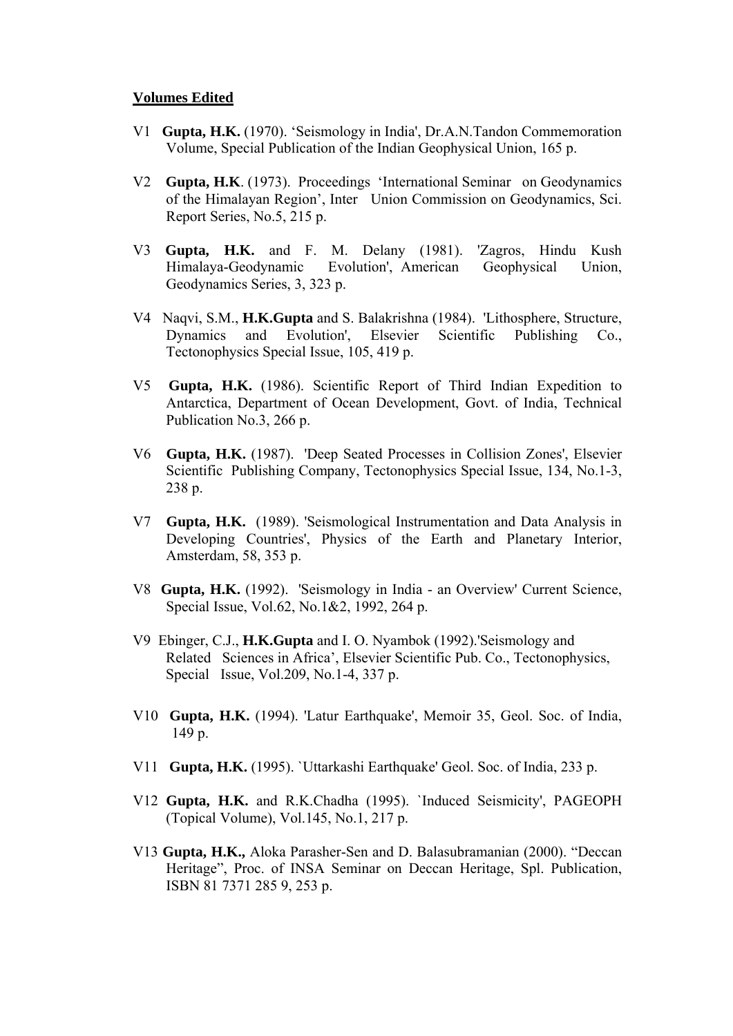**Volumes Edited**

V1 **Gupta, H.K.** (1970). 'Seismology in India', Dr.A.N.Tandon Commemoration Volume, Special Publication of the Indian Geophysical Union, 165 p.

V2 **Gupta, H.K**. (1973). Proceedings 'International Seminar on Geodynamics of the Himalayan Region', Inter Union Commission on Geodynamics, Sci. Report Series, No.5, 215 p.

V3 **Gupta, H.K.** and F. M. Delany (1981). 'Zagros, Hindu Kush Himalaya-Geodynamic Evolution', American Geophysical Union, Geodynamics Series, 3, 323 p.

V4 Naqvi, S.M., **H.K.Gupta** and S. Balakrishna (1984). 'Lithosphere, Structure, Dynamics and Evolution', Elsevier Scientific Publishing Co., Tectonophysics Special Issue, 105, 419 p.

V5 **Gupta, H.K.** (1986). Scientific Report of Third Indian Expedition to Antarctica, Department of Ocean Development, Govt. of India, Technical Publication No.3, 266 p.

V6 **Gupta, H.K.** (1987). 'Deep Seated Processes in Collision Zones', Elsevier Scientific Publishing Company, Tectonophysics Special Issue, 134, No.1-3, 238 p.

V7 **Gupta, H.K.** (1989). 'Seismological Instrumentation and Data Analysis in Developing Countries', Physics of the Earth and Planetary Interior, Amsterdam, 58, 353 p.

V8 **Gupta, H.K.** (1992). 'Seismology in India - an Overview' Current Science, Special Issue, Vol.62, No.1&2, 1992, 264 p.

V9 Ebinger, C.J., **H.K.Gupta** and I. O. Nyambok (1992).'Seismology and Related Sciences in Africa', Elsevier Scientific Pub. Co., Tectonophysics, Special Issue, Vol.209, No.1-4, 337 p.

V10 **Gupta, H.K.** (1994). 'Latur Earthquake', Memoir 35, Geol. Soc. of India, 149 p.

V11 **Gupta, H.K.** (1995). `Uttarkashi Earthquake' Geol. Soc. of India, 233 p.

V12 **Gupta, H.K.** and R.K.Chadha (1995). `Induced Seismicity', PAGEOPH (Topical Volume), Vol.145, No.1, 217 p.

V13 **Gupta, H.K.,** Aloka Parasher-Sen and D. Balasubramanian (2000). "Deccan Heritage", Proc. of INSA Seminar on Deccan Heritage, Spl. Publication, ISBN 81 7371 285 9, 253 p.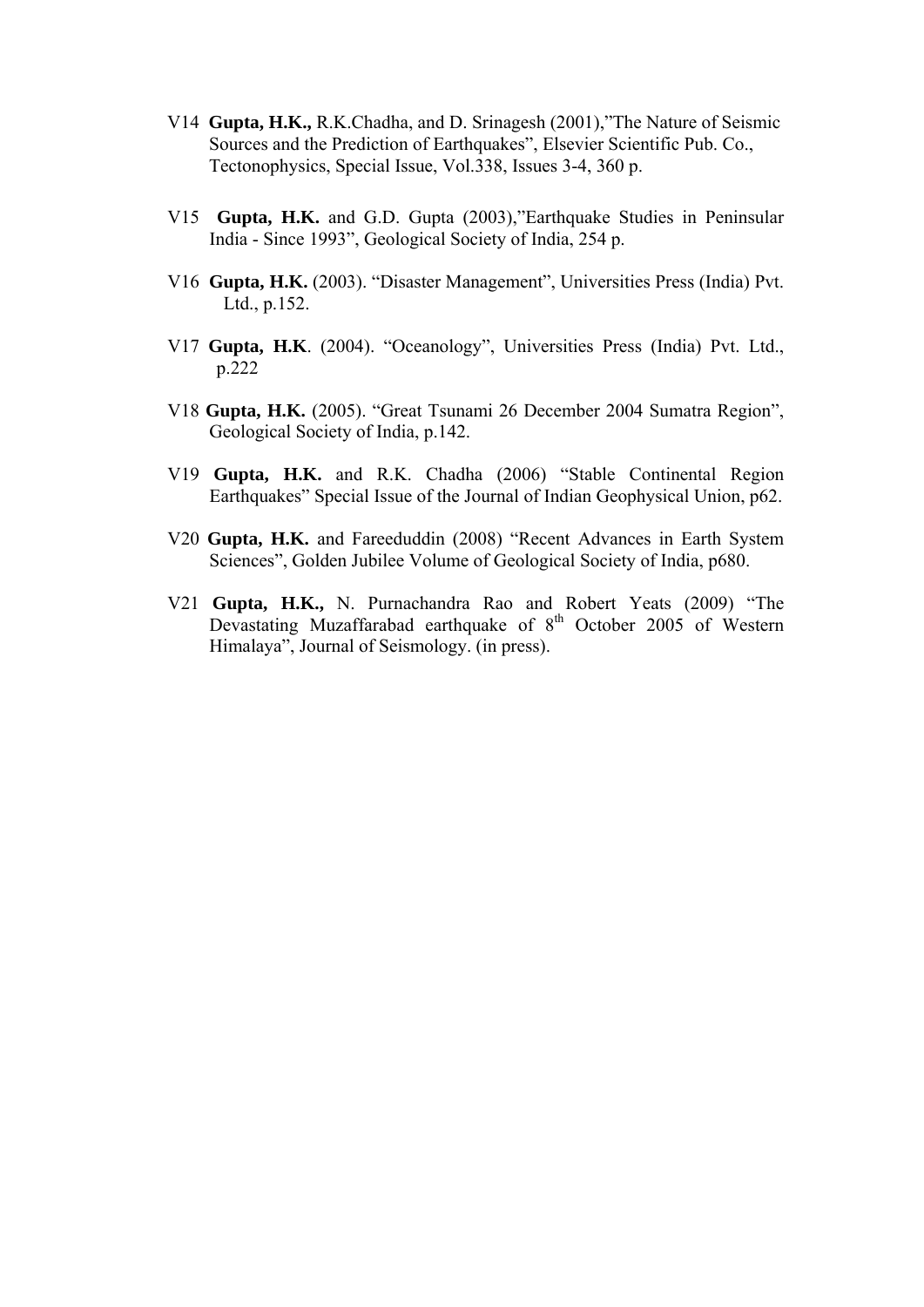V14 **Gupta, H.K.,** R.K.Chadha, and D. Srinagesh (2001),"The Nature of Seismic Sources and the Prediction of Earthquakes", Elsevier Scientific Pub. Co., Tectonophysics, Special Issue, Vol.338, Issues 3-4, 360 p.

V15 **Gupta, H.K.** and G.D. Gupta (2003),"Earthquake Studies in Peninsular India - Since 1993", Geological Society of India, 254 p.

V16 **Gupta, H.K.** (2003). "Disaster Management", Universities Press (India) Pvt. Ltd., p.152.

V17 **Gupta, H.K**. (2004). "Oceanology", Universities Press (India) Pvt. Ltd., p.222

V18 **Gupta, H.K.** (2005). "Great Tsunami 26 December 2004 Sumatra Region", Geological Society of India, p.142.

V19 **Gupta, H.K.** and R.K. Chadha (2006) "Stable Continental Region Earthquakes" Special Issue of the Journal of Indian Geophysical Union, p62.

V20 **Gupta, H.K.** and Fareeduddin (2008) "Recent Advances in Earth System Sciences", Golden Jubilee Volume of Geological Society of India, p680.

V21 **Gupta, H.K.,** N. Purnachandra Rao and Robert Yeats (2009) "The Devastating Muzaffarabad earthquake of 8th October 2005 of Western Himalaya", Journal of Seismology. (in press).